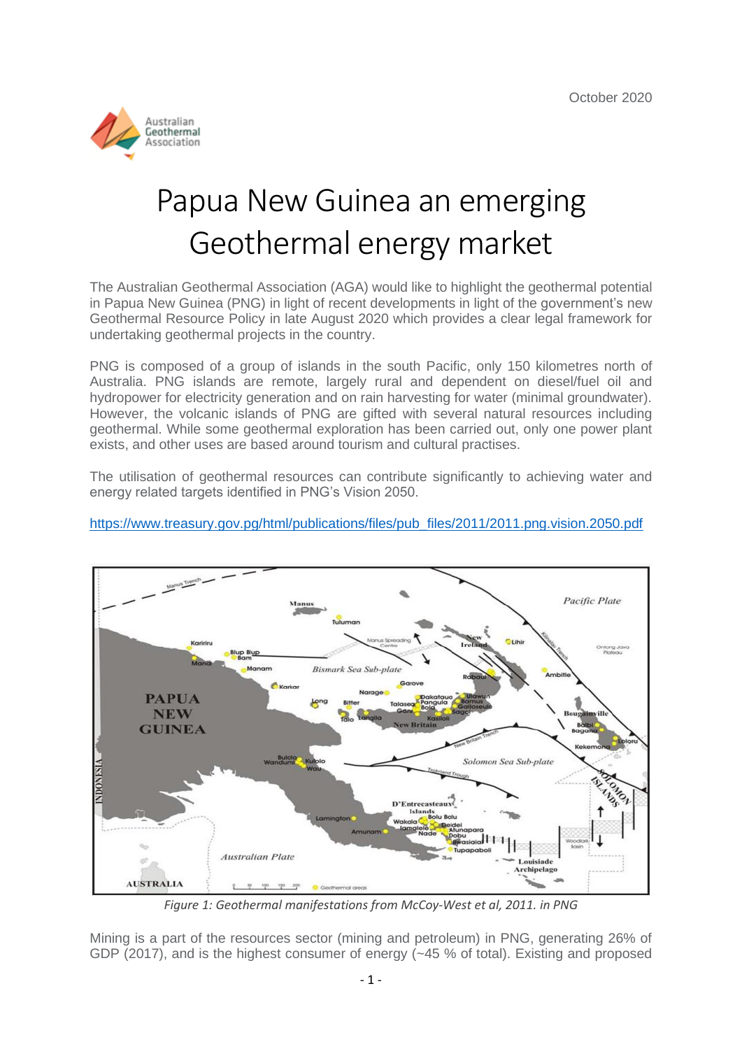October 2020

Australian Geothermal Association

# Papua New Guinea an emerging Geothermal energy market

The Australian Geothermal Association (AGA) would like to highlight the geothermal potential in Papua New Guinea (PNG) in light of recent developments in light of the government's new Geothermal Resource Policy in late August 2020 which provides a clear legal framework for undertaking geothermal projects in the country.

PNG is composed of a group of islands in the south Pacific, only 150 kilometres north of Australia. PNG islands are remote, largely rural and dependent on diesel/fuel oil and hydropower for electricity generation and on rain harvesting for water (minimal groundwater). However, the volcanic islands of PNG are gifted with several natural resources including geothermal. While some geothermal exploration has been carried out, only one power plant exists, and other uses are based around tourism and cultural practises.

The utilisation of geothermal resources can contribute significantly to achieving water and energy related targets identified in PNG's Vision 2050.

https://www.treasury.gov.pg/html/publications/files/pub_files/2011/2011.png.vision.2050.pdf

*Figure 1: Geothermal manifestations from McCoy-West et al, 2011. in PNG*

Mining is a part of the resources sector (mining and petroleum) in PNG, generating 26% of GDP (2017), and is the highest consumer of energy (~45 % of total). Existing and proposed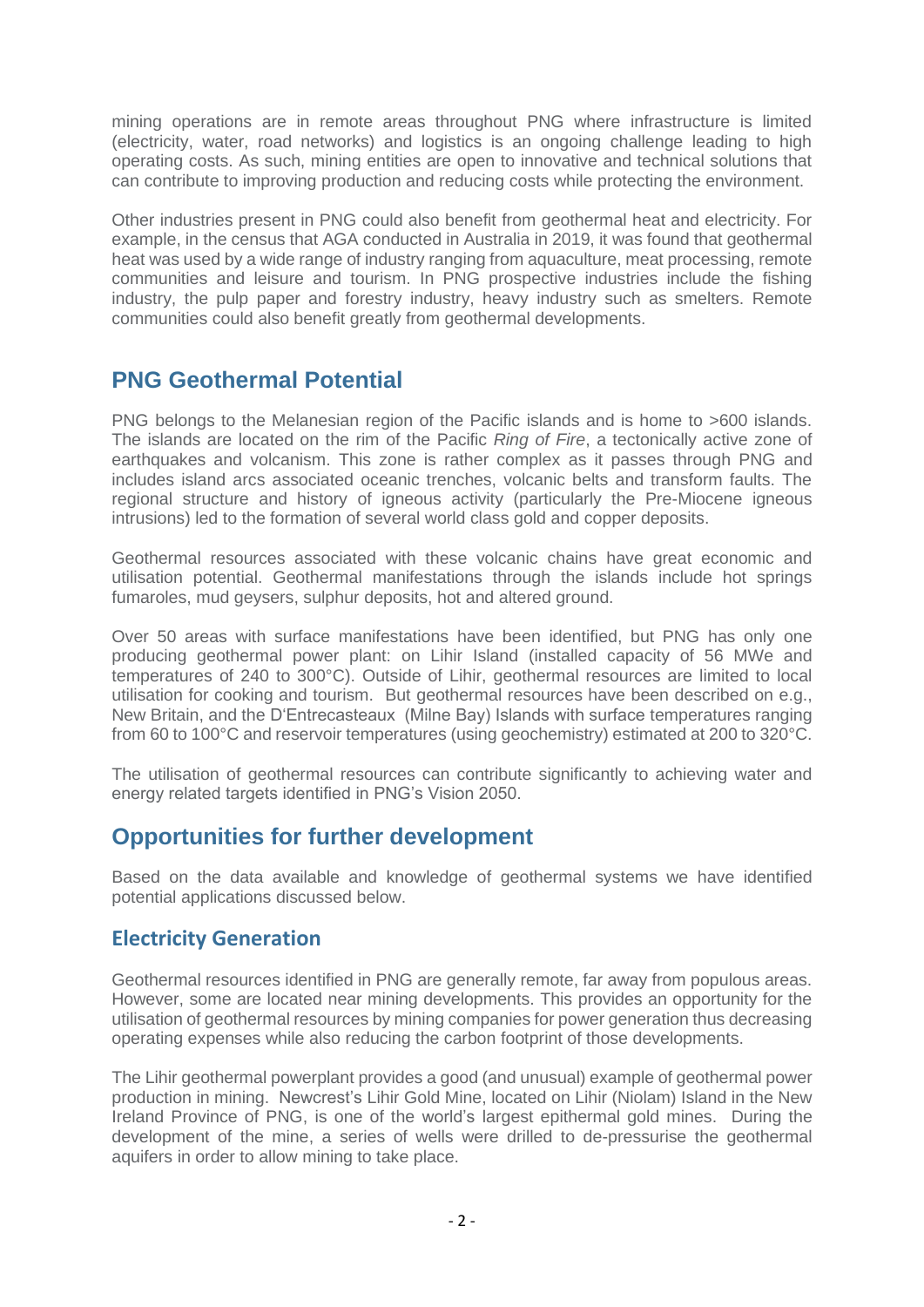mining operations are in remote areas throughout PNG where infrastructure is limited (electricity, water, road networks) and logistics is an ongoing challenge leading to high operating costs. As such, mining entities are open to innovative and technical solutions that can contribute to improving production and reducing costs while protecting the environment.

Other industries present in PNG could also benefit from geothermal heat and electricity. For example, in the census that AGA conducted in Australia in 2019, it was found that geothermal heat was used by a wide range of industry ranging from aquaculture, meat processing, remote communities and leisure and tourism. In PNG prospective industries include the fishing industry, the pulp paper and forestry industry, heavy industry such as smelters. Remote communities could also benefit greatly from geothermal developments.

## PNG Geothermal Potential

PNG belongs to the Melanesian region of the Pacific islands and is home to >600 islands. The islands are located on the rim of the Pacific *Ring of Fire*, a tectonically active zone of earthquakes and volcanism. This zone is rather complex as it passes through PNG and includes island arcs associated oceanic trenches, volcanic belts and transform faults. The regional structure and history of igneous activity (particularly the Pre-Miocene igneous intrusions) led to the formation of several world class gold and copper deposits.

Geothermal resources associated with these volcanic chains have great economic and utilisation potential. Geothermal manifestations through the islands include hot springs fumaroles, mud geysers, sulphur deposits, hot and altered ground.

Over 50 areas with surface manifestations have been identified, but PNG has only one producing geothermal power plant: on Lihir Island (installed capacity of 56 MWe and temperatures of 240 to 300°C). Outside of Lihir, geothermal resources are limited to local utilisation for cooking and tourism. But geothermal resources have been described on e.g., New Britain, and the D'Entrecasteaux (Milne Bay) Islands with surface temperatures ranging from 60 to 100°C and reservoir temperatures (using geochemistry) estimated at 200 to 320°C.

The utilisation of geothermal resources can contribute significantly to achieving water and energy related targets identified in PNG's Vision 2050.

## Opportunities for further development

Based on the data available and knowledge of geothermal systems we have identified potential applications discussed below.

### Electricity Generation

Geothermal resources identified in PNG are generally remote, far away from populous areas. However, some are located near mining developments. This provides an opportunity for the utilisation of geothermal resources by mining companies for power generation thus decreasing operating expenses while also reducing the carbon footprint of those developments.

The Lihir geothermal powerplant provides a good (and unusual) example of geothermal power production in mining. Newcrest's Lihir Gold Mine, located on Lihir (Niolam) Island in the New Ireland Province of PNG, is one of the world's largest epithermal gold mines. During the development of the mine, a series of wells were drilled to de-pressurise the geothermal aquifers in order to allow mining to take place.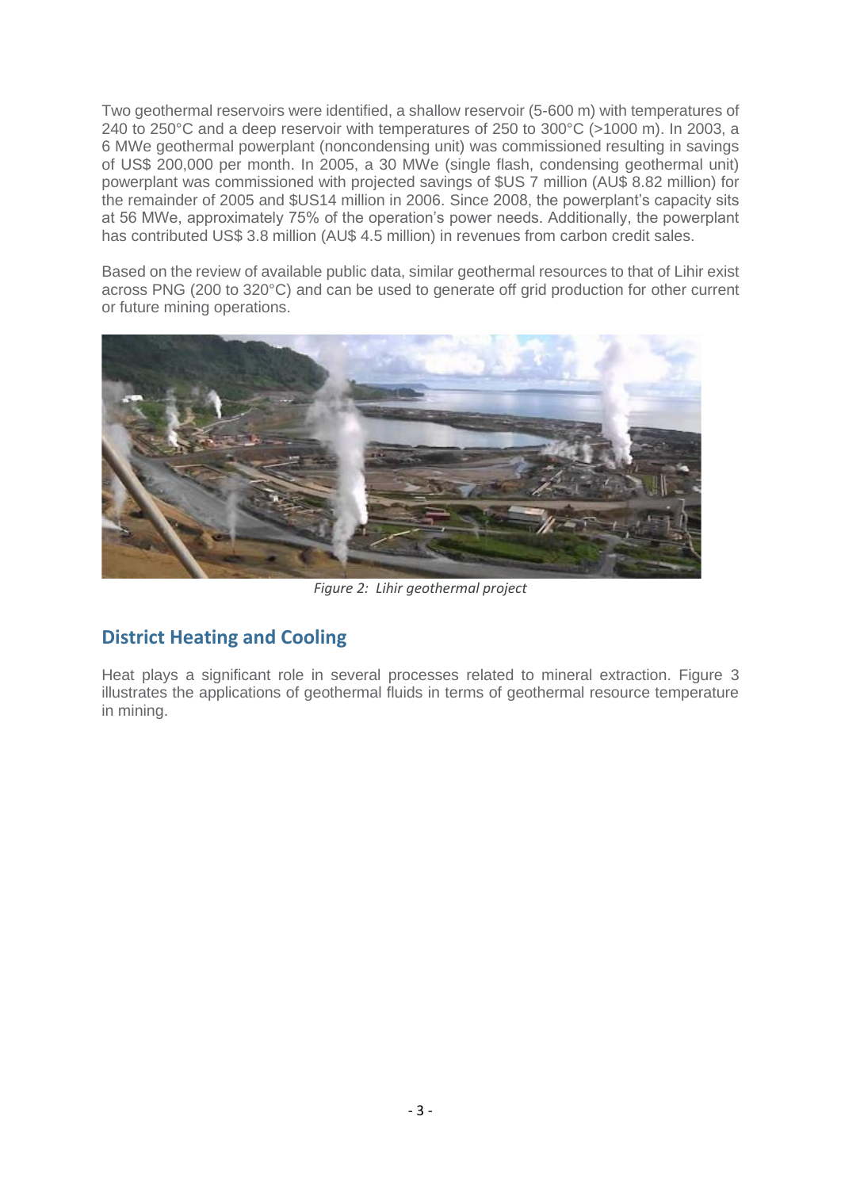Two geothermal reservoirs were identified, a shallow reservoir (5-600 m) with temperatures of 240 to 250°C and a deep reservoir with temperatures of 250 to 300°C (>1000 m). In 2003, a 6 MWe geothermal powerplant (noncondensing unit) was commissioned resulting in savings of US$ 200,000 per month. In 2005, a 30 MWe (single flash, condensing geothermal unit) powerplant was commissioned with projected savings of $US 7 million (AU$ 8.82 million) for the remainder of 2005 and $US14 million in 2006. Since 2008, the powerplant's capacity sits at 56 MWe, approximately 75% of the operation's power needs. Additionally, the powerplant has contributed US$ 3.8 million (AU$ 4.5 million) in revenues from carbon credit sales.

Based on the review of available public data, similar geothermal resources to that of Lihir exist across PNG (200 to 320°C) and can be used to generate off grid production for other current or future mining operations.

*Figure 2: Lihir geothermal project*

## District Heating and Cooling

Heat plays a significant role in several processes related to mineral extraction. Figure 3 illustrates the applications of geothermal fluids in terms of geothermal resource temperature in mining.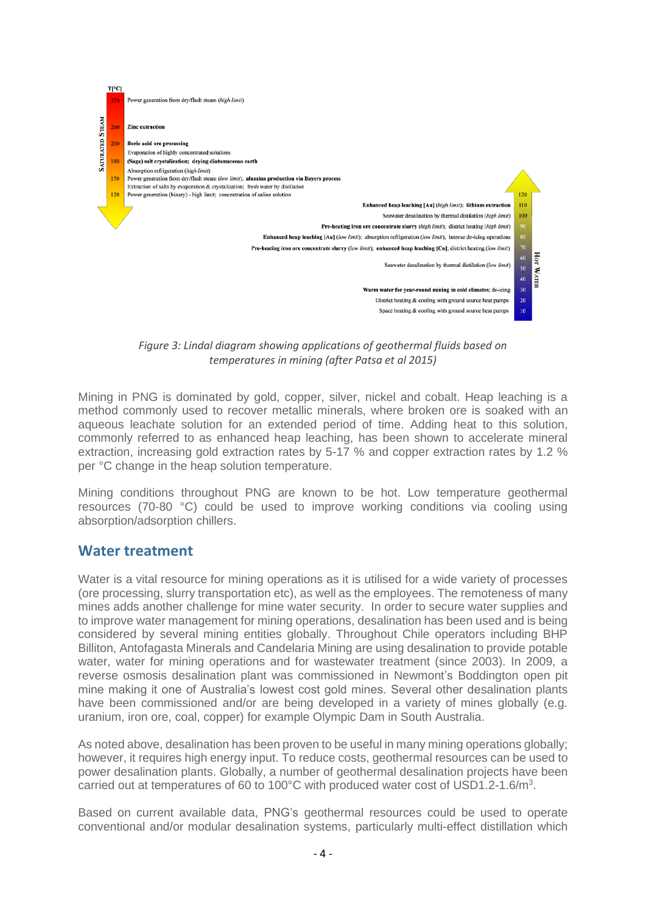T[°C]

SATURATED STEAM

- 370 — Power generation from dry/flash steam (*high limit*)
- 260 — **Zinc extraction**
- 200 — **Boric acid ore processing**
- Evaporation of highly concentrated solutions
- 180 — **(Saga) salt crystalization; drying diatomaceous earth**
- Absorption refrigeration (*high limit*)
- 150 — Power generation from dry/flash steam (*low limit*); **alumina production via Bayers process**
- Extraction of salts by evaporation & crystallization; fresh water by distillation
- 120 — Power generation (binary) - high limit; concentration of saline solution

HOT WATER

- 120
- 110 — **Enhanced heap leaching [Au]** (*high limit*); **lithium extraction**
- 100 — Seawater desalination by thermal distilation (*high limit*)
- 90 — **Pre-heating iron ore concentrate slurry** (*high limit*); district heating (*high limit*)
- 80 — **Enhanced heap leaching [Au]** (*low limit*); absorption refrigeration (*low limit*); intense de-icing operations
- 70 — **Pre-heating iron ore concentrate slurry** (*low limit*); **enhanced heap leaching [Cu]**; district heating (*low limit*)
- 60
- 50 — Seawater desalination by thermal distilation (*low limit*)
- 40
- 30 — **Warm water for year-round mining in cold climates**; de-icing
- 20 — District heating & cooling with ground source heat pumps
- 10 — Space heating & cooling with ground source heat pumps

*Figure 3: Lindal diagram showing applications of geothermal fluids based on temperatures in mining (after Patsa et al 2015)*

Mining in PNG is dominated by gold, copper, silver, nickel and cobalt. Heap leaching is a method commonly used to recover metallic minerals, where broken ore is soaked with an aqueous leachate solution for an extended period of time. Adding heat to this solution, commonly referred to as enhanced heap leaching, has been shown to accelerate mineral extraction, increasing gold extraction rates by 5-17 % and copper extraction rates by 1.2 % per °C change in the heap solution temperature.

Mining conditions throughout PNG are known to be hot. Low temperature geothermal resources (70-80 °C) could be used to improve working conditions via cooling using absorption/adsorption chillers.

## Water treatment

Water is a vital resource for mining operations as it is utilised for a wide variety of processes (ore processing, slurry transportation etc), as well as the employees. The remoteness of many mines adds another challenge for mine water security. In order to secure water supplies and to improve water management for mining operations, desalination has been used and is being considered by several mining entities globally. Throughout Chile operators including BHP Billiton, Antofagasta Minerals and Candelaria Mining are using desalination to provide potable water, water for mining operations and for wastewater treatment (since 2003). In 2009, a reverse osmosis desalination plant was commissioned in Newmont's Boddington open pit mine making it one of Australia's lowest cost gold mines. Several other desalination plants have been commissioned and/or are being developed in a variety of mines globally (e.g. uranium, iron ore, coal, copper) for example Olympic Dam in South Australia.

As noted above, desalination has been proven to be useful in many mining operations globally; however, it requires high energy input. To reduce costs, geothermal resources can be used to power desalination plants. Globally, a number of geothermal desalination projects have been carried out at temperatures of 60 to 100°C with produced water cost of USD1.2-1.6/m$^3$.

Based on current available data, PNG's geothermal resources could be used to operate conventional and/or modular desalination systems, particularly multi-effect distillation which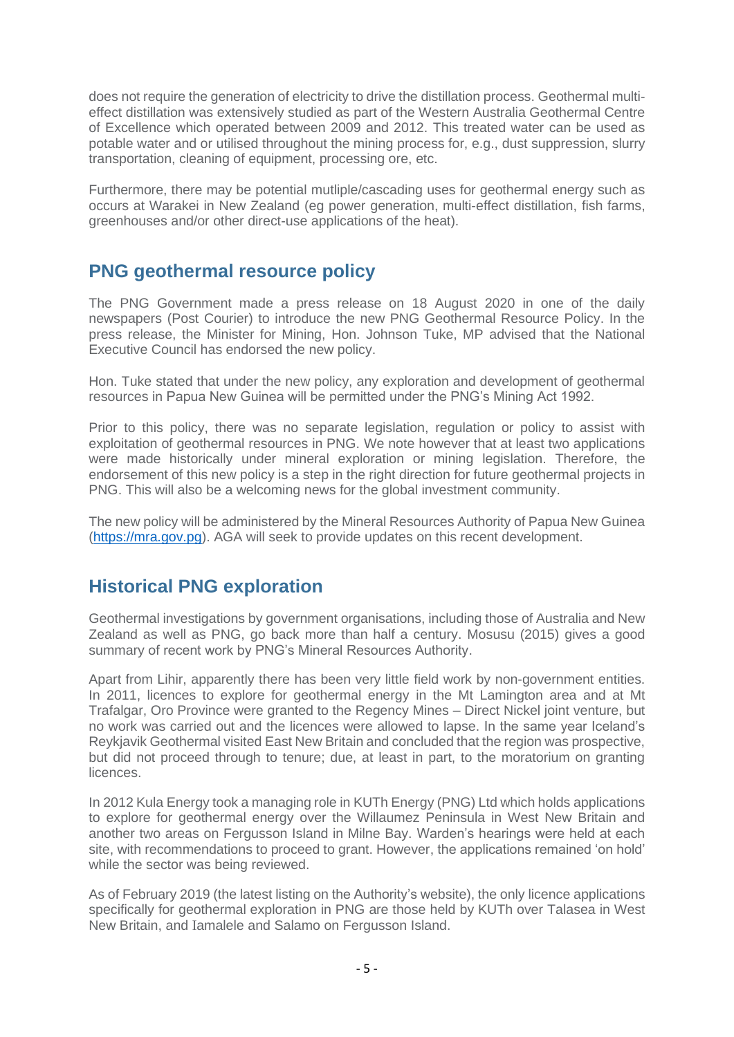does not require the generation of electricity to drive the distillation process. Geothermal multi-effect distillation was extensively studied as part of the Western Australia Geothermal Centre of Excellence which operated between 2009 and 2012. This treated water can be used as potable water and or utilised throughout the mining process for, e.g., dust suppression, slurry transportation, cleaning of equipment, processing ore, etc.

Furthermore, there may be potential mutliple/cascading uses for geothermal energy such as occurs at Warakei in New Zealand (eg power generation, multi-effect distillation, fish farms, greenhouses and/or other direct-use applications of the heat).

## PNG geothermal resource policy

The PNG Government made a press release on 18 August 2020 in one of the daily newspapers (Post Courier) to introduce the new PNG Geothermal Resource Policy. In the press release, the Minister for Mining, Hon. Johnson Tuke, MP advised that the National Executive Council has endorsed the new policy.

Hon. Tuke stated that under the new policy, any exploration and development of geothermal resources in Papua New Guinea will be permitted under the PNG's Mining Act 1992.

Prior to this policy, there was no separate legislation, regulation or policy to assist with exploitation of geothermal resources in PNG. We note however that at least two applications were made historically under mineral exploration or mining legislation. Therefore, the endorsement of this new policy is a step in the right direction for future geothermal projects in PNG. This will also be a welcoming news for the global investment community.

The new policy will be administered by the Mineral Resources Authority of Papua New Guinea (https://mra.gov.pg). AGA will seek to provide updates on this recent development.

## Historical PNG exploration

Geothermal investigations by government organisations, including those of Australia and New Zealand as well as PNG, go back more than half a century. Mosusu (2015) gives a good summary of recent work by PNG's Mineral Resources Authority.

Apart from Lihir, apparently there has been very little field work by non-government entities. In 2011, licences to explore for geothermal energy in the Mt Lamington area and at Mt Trafalgar, Oro Province were granted to the Regency Mines – Direct Nickel joint venture, but no work was carried out and the licences were allowed to lapse. In the same year Iceland's Reykjavik Geothermal visited East New Britain and concluded that the region was prospective, but did not proceed through to tenure; due, at least in part, to the moratorium on granting licences.

In 2012 Kula Energy took a managing role in KUTh Energy (PNG) Ltd which holds applications to explore for geothermal energy over the Willaumez Peninsula in West New Britain and another two areas on Fergusson Island in Milne Bay. Warden's hearings were held at each site, with recommendations to proceed to grant. However, the applications remained 'on hold' while the sector was being reviewed.

As of February 2019 (the latest listing on the Authority's website), the only licence applications specifically for geothermal exploration in PNG are those held by KUTh over Talasea in West New Britain, and Iamalele and Salamo on Fergusson Island.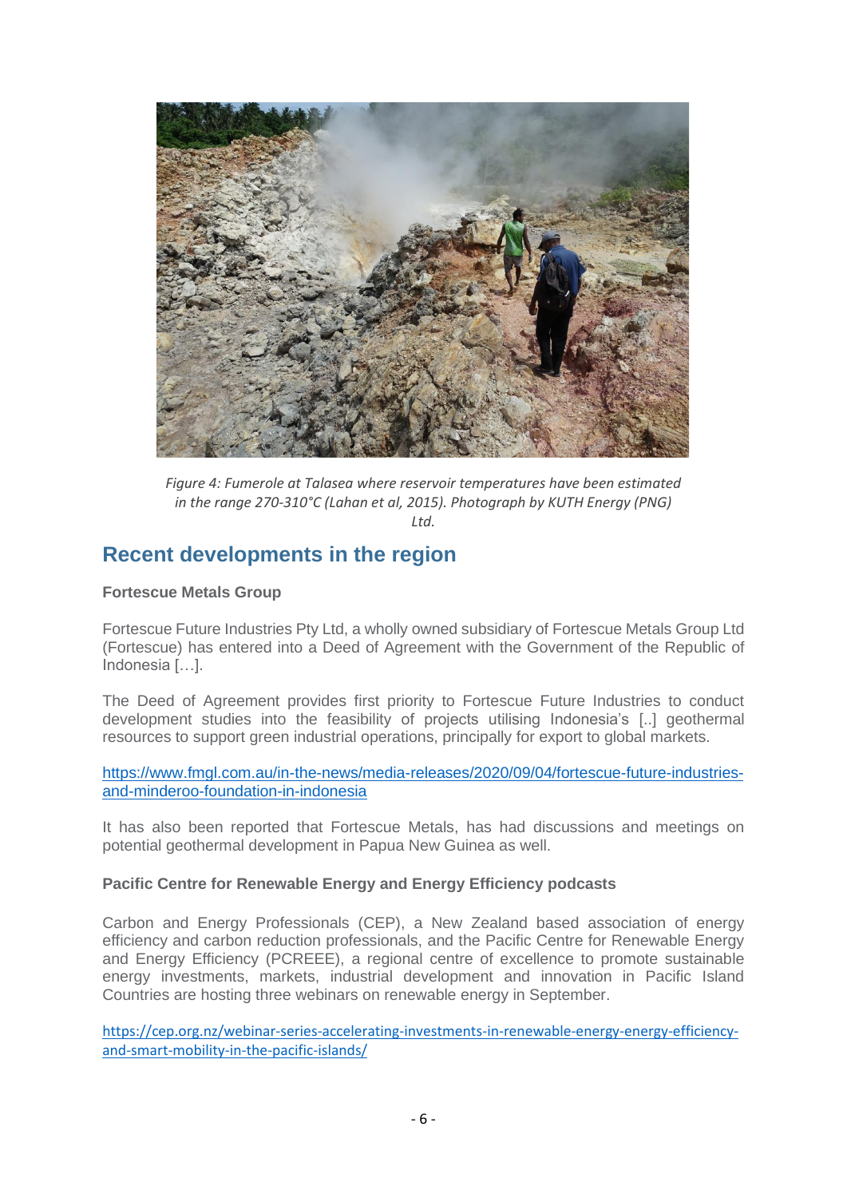*Figure 4: Fumerole at Talasea where reservoir temperatures have been estimated in the range 270-310°C (Lahan et al, 2015). Photograph by KUTH Energy (PNG) Ltd.*

## Recent developments in the region

**Fortescue Metals Group**

Fortescue Future Industries Pty Ltd, a wholly owned subsidiary of Fortescue Metals Group Ltd (Fortescue) has entered into a Deed of Agreement with the Government of the Republic of Indonesia […].

The Deed of Agreement provides first priority to Fortescue Future Industries to conduct development studies into the feasibility of projects utilising Indonesia's [..] geothermal resources to support green industrial operations, principally for export to global markets.

https://www.fmgl.com.au/in-the-news/media-releases/2020/09/04/fortescue-future-industries-and-minderoo-foundation-in-indonesia

It has also been reported that Fortescue Metals, has had discussions and meetings on potential geothermal development in Papua New Guinea as well.

**Pacific Centre for Renewable Energy and Energy Efficiency podcasts**

Carbon and Energy Professionals (CEP), a New Zealand based association of energy efficiency and carbon reduction professionals, and the Pacific Centre for Renewable Energy and Energy Efficiency (PCREEE), a regional centre of excellence to promote sustainable energy investments, markets, industrial development and innovation in Pacific Island Countries are hosting three webinars on renewable energy in September.

https://cep.org.nz/webinar-series-accelerating-investments-in-renewable-energy-energy-efficiency-and-smart-mobility-in-the-pacific-islands/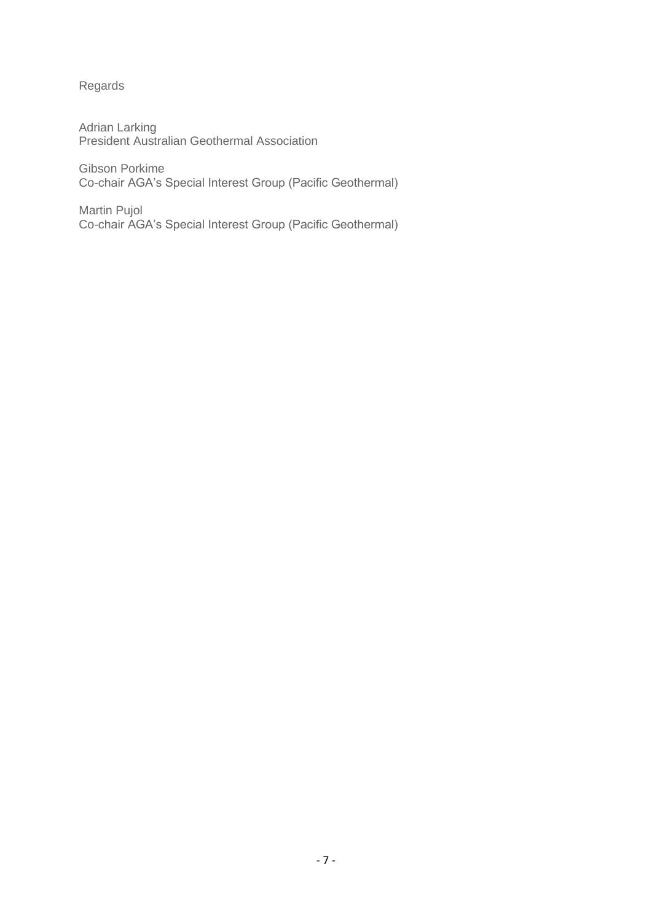Regards

Adrian Larking
President Australian Geothermal Association

Gibson Porkime
Co-chair AGA's Special Interest Group (Pacific Geothermal)

Martin Pujol
Co-chair AGA's Special Interest Group (Pacific Geothermal)